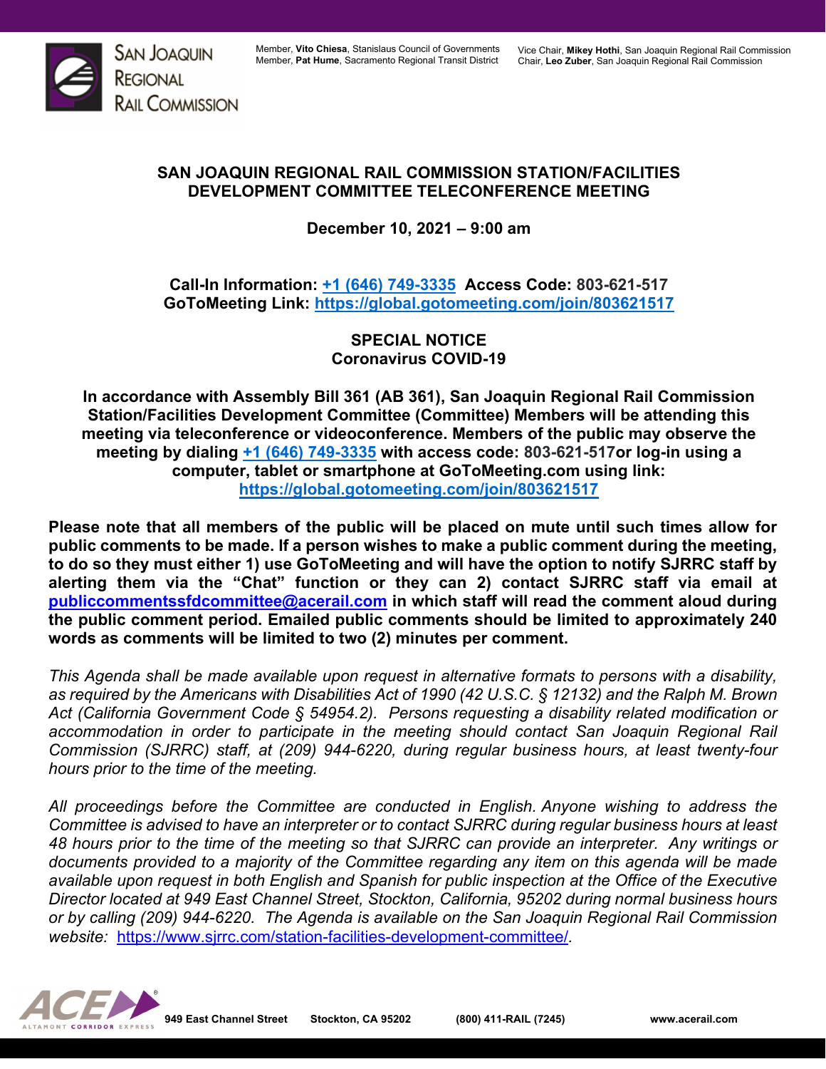SAN JOAQUIN REGIONAL RAIL COMMISSION

Member, **Vito Chiesa**, Stanislaus Council of Governments
Member, **Pat Hume**, Sacramento Regional Transit District
Vice Chair, **Mikey Hothi**, San Joaquin Regional Rail Commission
Chair, **Leo Zuber**, San Joaquin Regional Rail Commission

# SAN JOAQUIN REGIONAL RAIL COMMISSION STATION/FACILITIES DEVELOPMENT COMMITTEE TELECONFERENCE MEETING

**December 10, 2021 – 9:00 am**

**Call-In Information: +1 (646) 749-3335 Access Code: 803-621-517**
**GoToMeeting Link: https://global.gotomeeting.com/join/803621517**

## SPECIAL NOTICE
## Coronavirus COVID-19

**In accordance with Assembly Bill 361 (AB 361), San Joaquin Regional Rail Commission Station/Facilities Development Committee (Committee) Members will be attending this meeting via teleconference or videoconference. Members of the public may observe the meeting by dialing +1 (646) 749-3335 with access code: 803-621-517or log-in using a computer, tablet or smartphone at GoToMeeting.com using link: https://global.gotomeeting.com/join/803621517**

**Please note that all members of the public will be placed on mute until such times allow for public comments to be made. If a person wishes to make a public comment during the meeting, to do so they must either 1) use GoToMeeting and will have the option to notify SJRRC staff by alerting them via the "Chat" function or they can 2) contact SJRRC staff via email at publiccommentssfdcommittee@acerail.com in which staff will read the comment aloud during the public comment period. Emailed public comments should be limited to approximately 240 words as comments will be limited to two (2) minutes per comment.**

*This Agenda shall be made available upon request in alternative formats to persons with a disability, as required by the Americans with Disabilities Act of 1990 (42 U.S.C. § 12132) and the Ralph M. Brown Act (California Government Code § 54954.2). Persons requesting a disability related modification or accommodation in order to participate in the meeting should contact San Joaquin Regional Rail Commission (SJRRC) staff, at (209) 944-6220, during regular business hours, at least twenty-four hours prior to the time of the meeting.*

*All proceedings before the Committee are conducted in English. Anyone wishing to address the Committee is advised to have an interpreter or to contact SJRRC during regular business hours at least 48 hours prior to the time of the meeting so that SJRRC can provide an interpreter. Any writings or documents provided to a majority of the Committee regarding any item on this agenda will be made available upon request in both English and Spanish for public inspection at the Office of the Executive Director located at 949 East Channel Street, Stockton, California, 95202 during normal business hours or by calling (209) 944-6220. The Agenda is available on the San Joaquin Regional Rail Commission website: https://www.sjrrc.com/station-facilities-development-committee/.*

ACE Altamont Corridor Express — 949 East Channel Street Stockton, CA 95202 (800) 411-RAIL (7245) www.acerail.com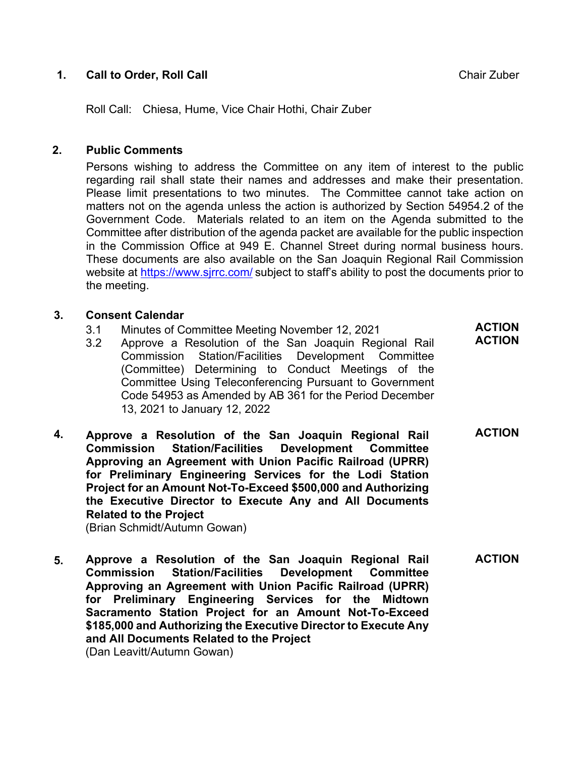**1. Call to Order, Roll Call** Chair Zuber

Roll Call: Chiesa, Hume, Vice Chair Hothi, Chair Zuber

**2. Public Comments**

Persons wishing to address the Committee on any item of interest to the public regarding rail shall state their names and addresses and make their presentation. Please limit presentations to two minutes. The Committee cannot take action on matters not on the agenda unless the action is authorized by Section 54954.2 of the Government Code. Materials related to an item on the Agenda submitted to the Committee after distribution of the agenda packet are available for the public inspection in the Commission Office at 949 E. Channel Street during normal business hours. These documents are also available on the San Joaquin Regional Rail Commission website at https://www.sjrrc.com/ subject to staff's ability to post the documents prior to the meeting.

**3. Consent Calendar**

3.1 Minutes of Committee Meeting November 12, 2021 **ACTION**

3.2 Approve a Resolution of the San Joaquin Regional Rail Commission Station/Facilities Development Committee (Committee) Determining to Conduct Meetings of the Committee Using Teleconferencing Pursuant to Government Code 54953 as Amended by AB 361 for the Period December 13, 2021 to January 12, 2022 **ACTION**

**4. Approve a Resolution of the San Joaquin Regional Rail Commission Station/Facilities Development Committee Approving an Agreement with Union Pacific Railroad (UPRR) for Preliminary Engineering Services for the Lodi Station Project for an Amount Not-To-Exceed $500,000 and Authorizing the Executive Director to Execute Any and All Documents Related to the Project** **ACTION**

(Brian Schmidt/Autumn Gowan)

**5. Approve a Resolution of the San Joaquin Regional Rail Commission Station/Facilities Development Committee Approving an Agreement with Union Pacific Railroad (UPRR) for Preliminary Engineering Services for the Midtown Sacramento Station Project for an Amount Not-To-Exceed $185,000 and Authorizing the Executive Director to Execute Any and All Documents Related to the Project** **ACTION**

(Dan Leavitt/Autumn Gowan)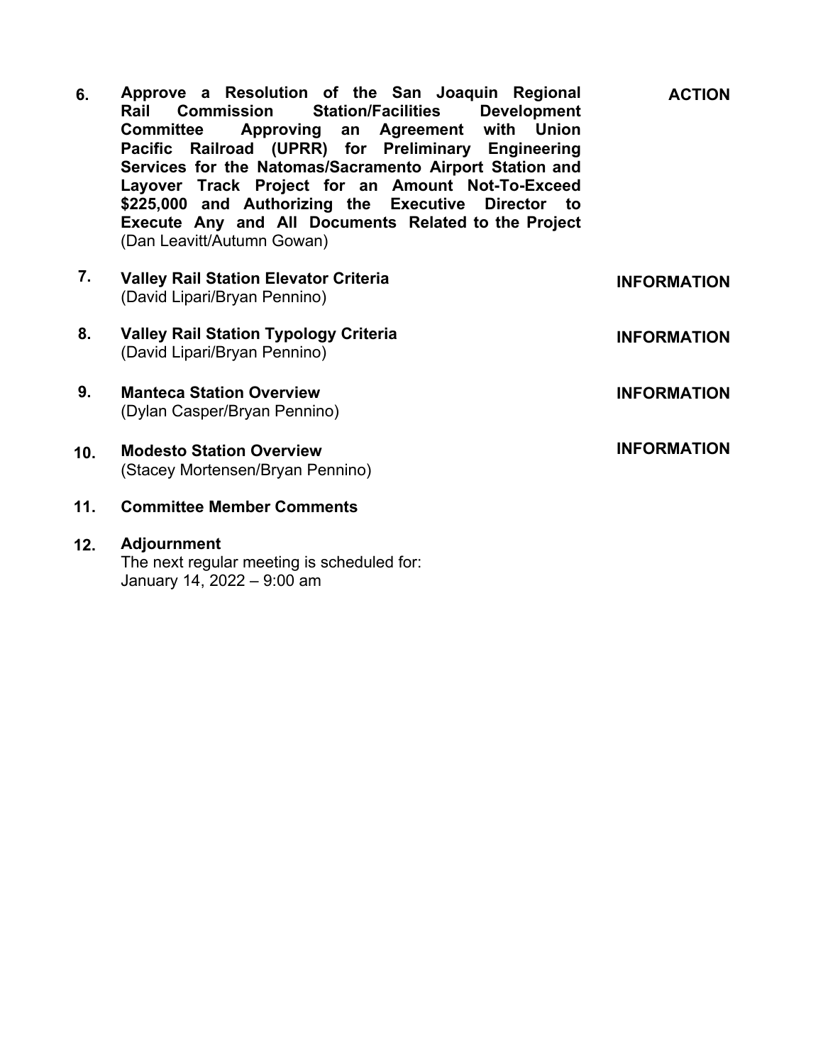6. **Approve a Resolution of the San Joaquin Regional Rail Commission Station/Facilities Development Committee Approving an Agreement with Union Pacific Railroad (UPRR) for Preliminary Engineering Services for the Natomas/Sacramento Airport Station and Layover Track Project for an Amount Not-To-Exceed $225,000 and Authorizing the Executive Director to Execute Any and All Documents Related to the Project** (Dan Leavitt/Autumn Gowan) — **ACTION**

7. **Valley Rail Station Elevator Criteria** (David Lipari/Bryan Pennino) — **INFORMATION**

8. **Valley Rail Station Typology Criteria** (David Lipari/Bryan Pennino) — **INFORMATION**

9. **Manteca Station Overview** (Dylan Casper/Bryan Pennino) — **INFORMATION**

10. **Modesto Station Overview** (Stacey Mortensen/Bryan Pennino) — **INFORMATION**

11. **Committee Member Comments**

12. **Adjournment**
    The next regular meeting is scheduled for:
    January 14, 2022 – 9:00 am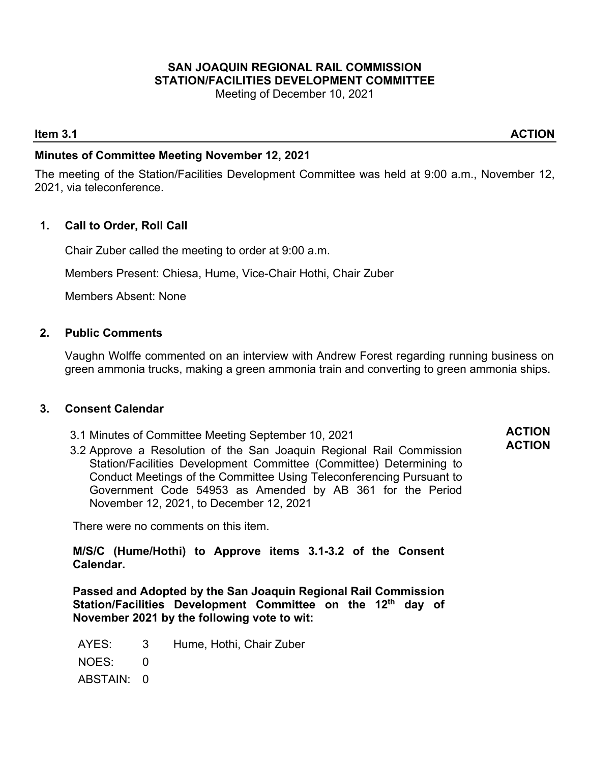**SAN JOAQUIN REGIONAL RAIL COMMISSION**
**STATION/FACILITIES DEVELOPMENT COMMITTEE**
Meeting of December 10, 2021

**Item 3.1** **ACTION**

**Minutes of Committee Meeting November 12, 2021**

The meeting of the Station/Facilities Development Committee was held at 9:00 a.m., November 12, 2021, via teleconference.

## 1. Call to Order, Roll Call

Chair Zuber called the meeting to order at 9:00 a.m.

Members Present: Chiesa, Hume, Vice-Chair Hothi, Chair Zuber

Members Absent: None

## 2. Public Comments

Vaughn Wolffe commented on an interview with Andrew Forest regarding running business on green ammonia trucks, making a green ammonia train and converting to green ammonia ships.

## 3. Consent Calendar

3.1 Minutes of Committee Meeting September 10, 2021 **ACTION**

3.2 Approve a Resolution of the San Joaquin Regional Rail Commission Station/Facilities Development Committee (Committee) Determining to Conduct Meetings of the Committee Using Teleconferencing Pursuant to Government Code 54953 as Amended by AB 361 for the Period November 12, 2021, to December 12, 2021 **ACTION**

There were no comments on this item.

**M/S/C (Hume/Hothi) to Approve items 3.1-3.2 of the Consent Calendar.**

**Passed and Adopted by the San Joaquin Regional Rail Commission Station/Facilities Development Committee on the 12th day of November 2021 by the following vote to wit:**

| | | |
|---|---|---|
| AYES: | 3 | Hume, Hothi, Chair Zuber |
| NOES: | 0 | |
| ABSTAIN: | 0 | |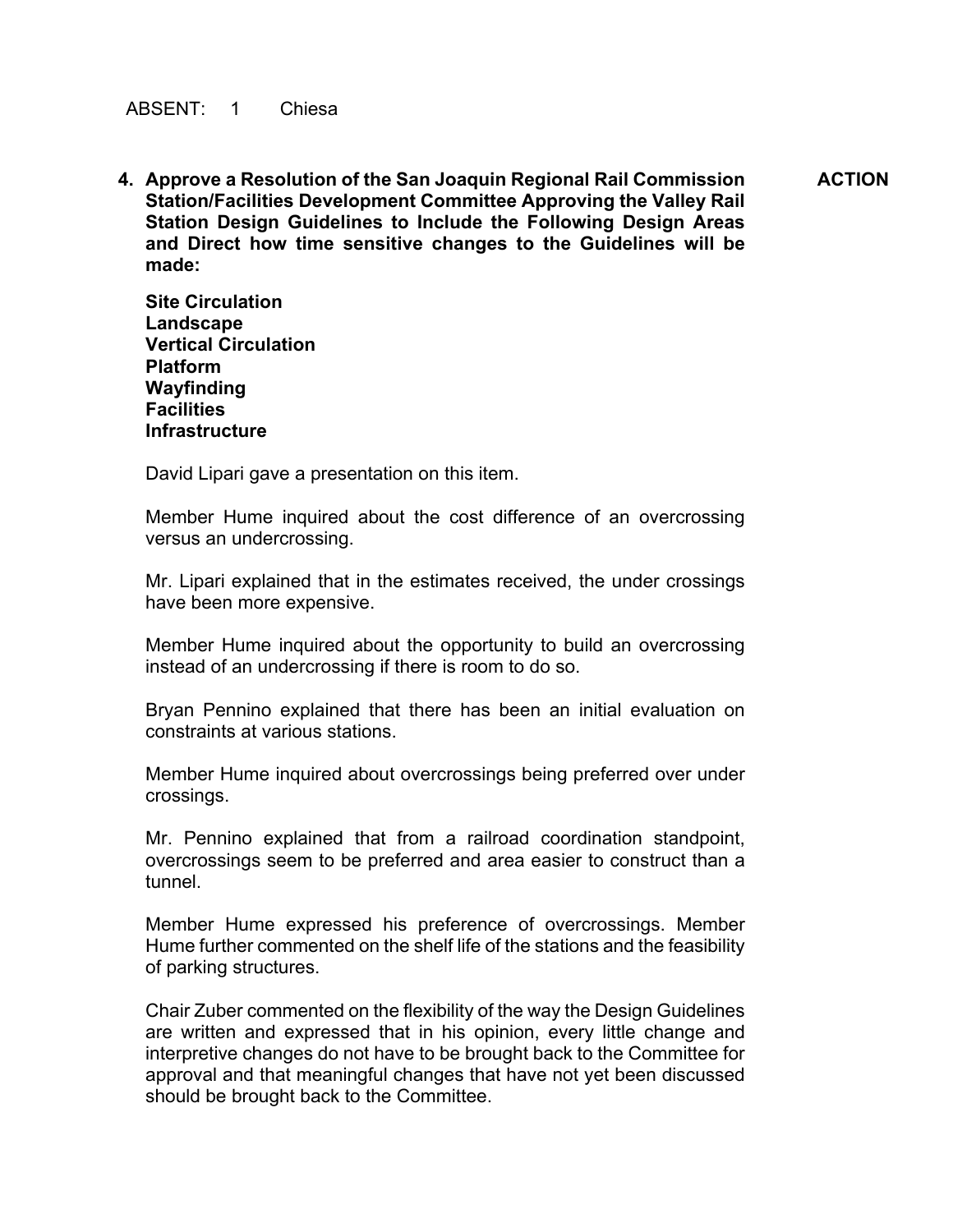ABSENT: 1 Chiesa

**4. Approve a Resolution of the San Joaquin Regional Rail Commission Station/Facilities Development Committee Approving the Valley Rail Station Design Guidelines to Include the Following Design Areas and Direct how time sensitive changes to the Guidelines will be made:** **ACTION**

**Site Circulation**
**Landscape**
**Vertical Circulation**
**Platform**
**Wayfinding**
**Facilities**
**Infrastructure**

David Lipari gave a presentation on this item.

Member Hume inquired about the cost difference of an overcrossing versus an undercrossing.

Mr. Lipari explained that in the estimates received, the under crossings have been more expensive.

Member Hume inquired about the opportunity to build an overcrossing instead of an undercrossing if there is room to do so.

Bryan Pennino explained that there has been an initial evaluation on constraints at various stations.

Member Hume inquired about overcrossings being preferred over under crossings.

Mr. Pennino explained that from a railroad coordination standpoint, overcrossings seem to be preferred and area easier to construct than a tunnel.

Member Hume expressed his preference of overcrossings. Member Hume further commented on the shelf life of the stations and the feasibility of parking structures.

Chair Zuber commented on the flexibility of the way the Design Guidelines are written and expressed that in his opinion, every little change and interpretive changes do not have to be brought back to the Committee for approval and that meaningful changes that have not yet been discussed should be brought back to the Committee.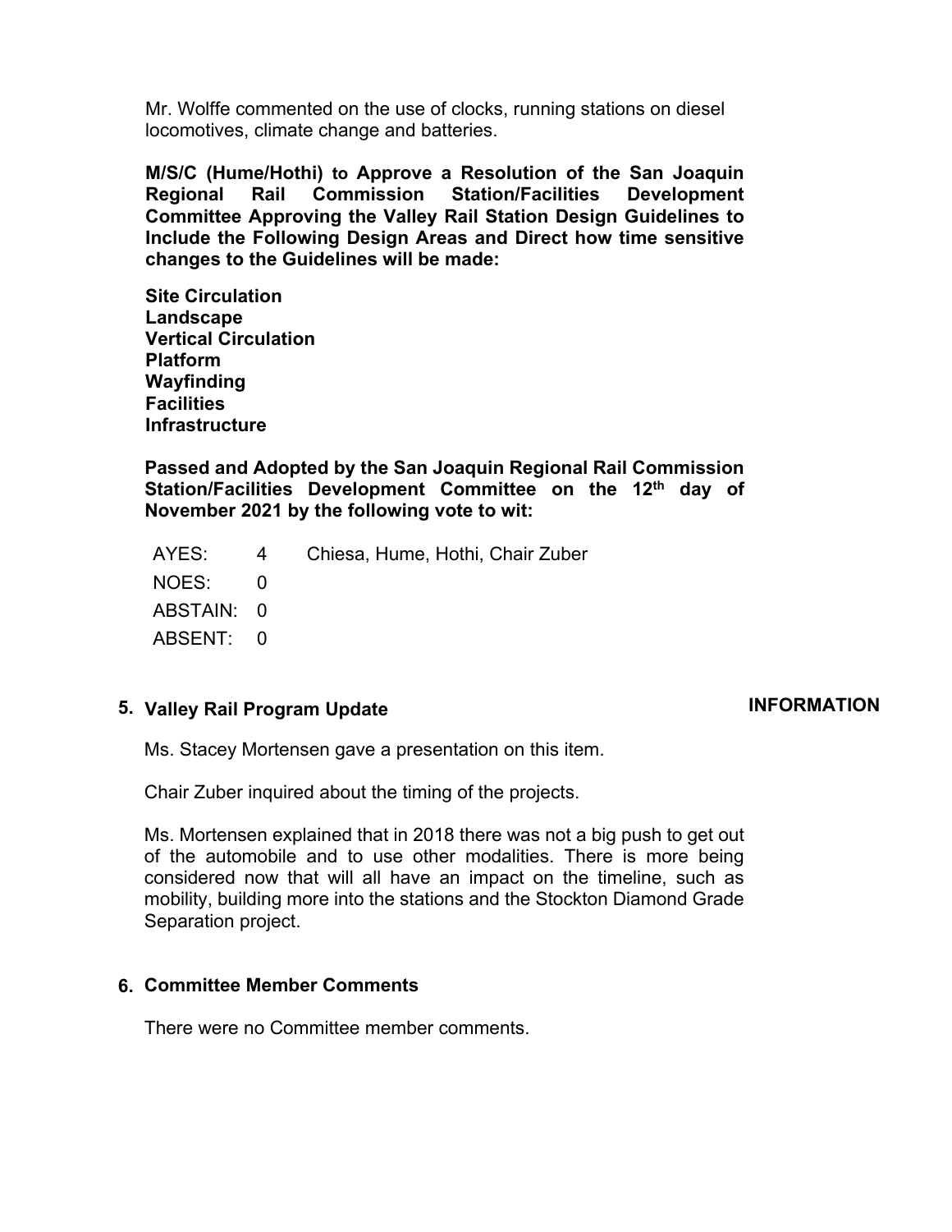Mr. Wolffe commented on the use of clocks, running stations on diesel locomotives, climate change and batteries.

**M/S/C (Hume/Hothi) to Approve a Resolution of the San Joaquin Regional Rail Commission Station/Facilities Development Committee Approving the Valley Rail Station Design Guidelines to Include the Following Design Areas and Direct how time sensitive changes to the Guidelines will be made:**

**Site Circulation**
**Landscape**
**Vertical Circulation**
**Platform**
**Wayfinding**
**Facilities**
**Infrastructure**

**Passed and Adopted by the San Joaquin Regional Rail Commission Station/Facilities Development Committee on the 12th day of November 2021 by the following vote to wit:**

| | | |
|---|---|---|
| AYES: | 4 | Chiesa, Hume, Hothi, Chair Zuber |
| NOES: | 0 | |
| ABSTAIN: | 0 | |
| ABSENT: | 0 | |

## 5. Valley Rail Program Update — INFORMATION

Ms. Stacey Mortensen gave a presentation on this item.

Chair Zuber inquired about the timing of the projects.

Ms. Mortensen explained that in 2018 there was not a big push to get out of the automobile and to use other modalities. There is more being considered now that will all have an impact on the timeline, such as mobility, building more into the stations and the Stockton Diamond Grade Separation project.

## 6. Committee Member Comments

There were no Committee member comments.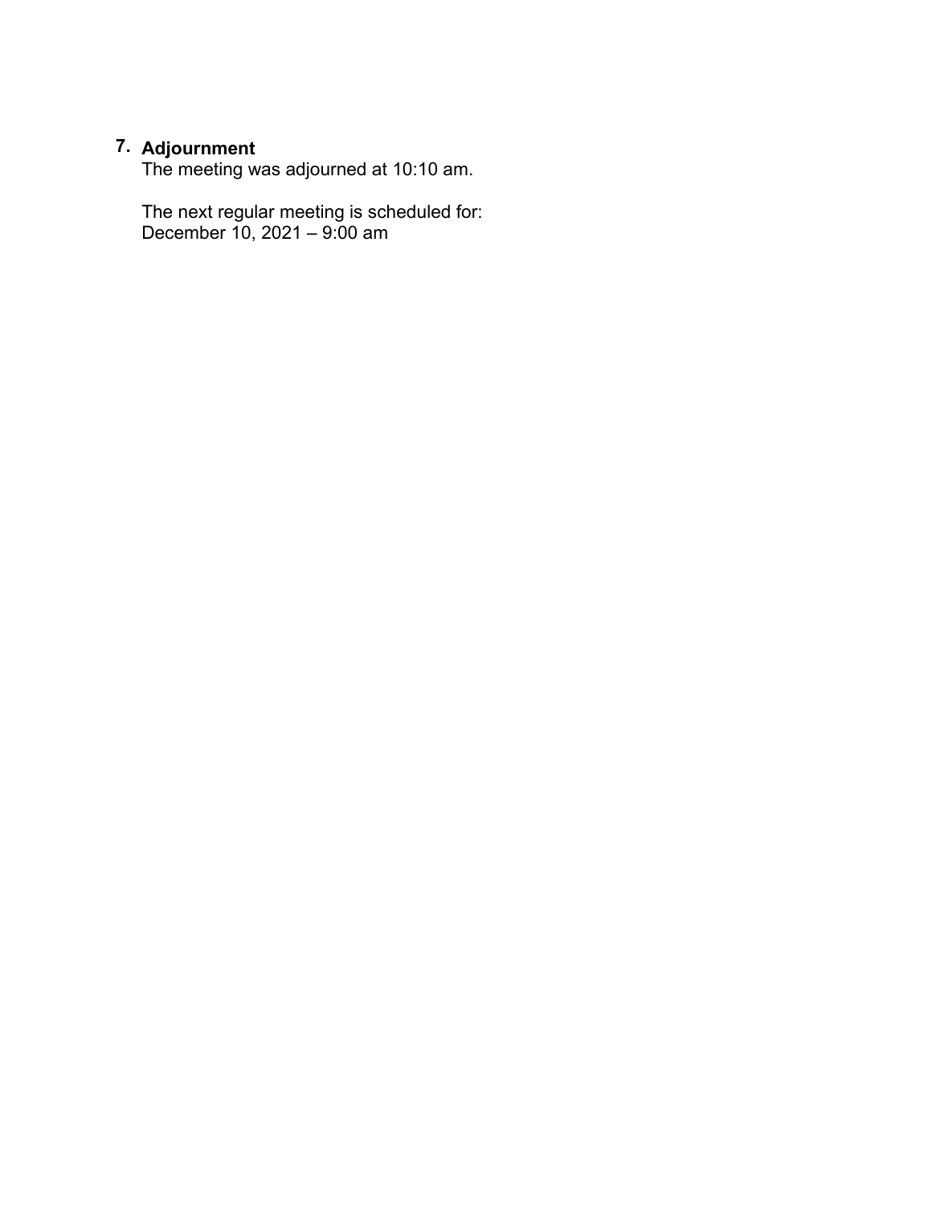## 7. Adjournment

The meeting was adjourned at 10:10 am.

The next regular meeting is scheduled for:
December 10, 2021 – 9:00 am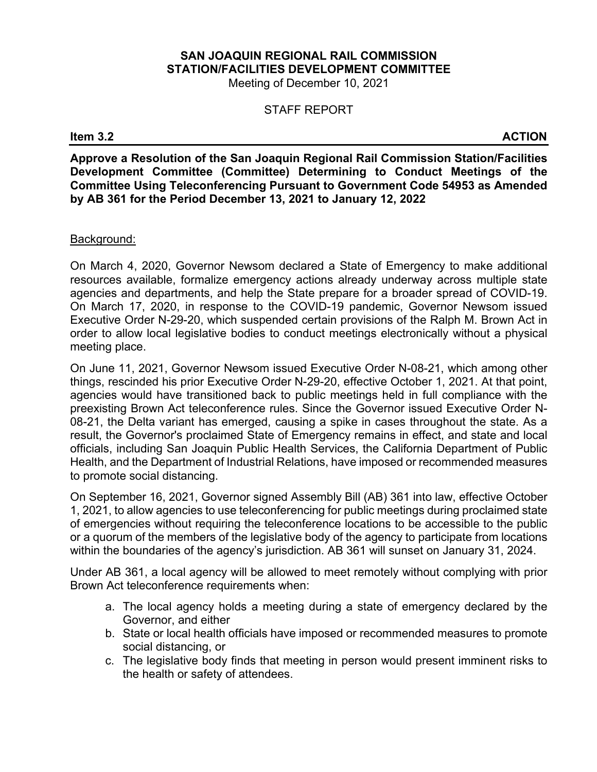**SAN JOAQUIN REGIONAL RAIL COMMISSION**
**STATION/FACILITIES DEVELOPMENT COMMITTEE**

Meeting of December 10, 2021

STAFF REPORT

**Item 3.2** **ACTION**

**Approve a Resolution of the San Joaquin Regional Rail Commission Station/Facilities Development Committee (Committee) Determining to Conduct Meetings of the Committee Using Teleconferencing Pursuant to Government Code 54953 as Amended by AB 361 for the Period December 13, 2021 to January 12, 2022**

Background:

On March 4, 2020, Governor Newsom declared a State of Emergency to make additional resources available, formalize emergency actions already underway across multiple state agencies and departments, and help the State prepare for a broader spread of COVID-19. On March 17, 2020, in response to the COVID-19 pandemic, Governor Newsom issued Executive Order N-29-20, which suspended certain provisions of the Ralph M. Brown Act in order to allow local legislative bodies to conduct meetings electronically without a physical meeting place.

On June 11, 2021, Governor Newsom issued Executive Order N-08-21, which among other things, rescinded his prior Executive Order N-29-20, effective October 1, 2021. At that point, agencies would have transitioned back to public meetings held in full compliance with the preexisting Brown Act teleconference rules. Since the Governor issued Executive Order N-08-21, the Delta variant has emerged, causing a spike in cases throughout the state. As a result, the Governor's proclaimed State of Emergency remains in effect, and state and local officials, including San Joaquin Public Health Services, the California Department of Public Health, and the Department of Industrial Relations, have imposed or recommended measures to promote social distancing.

On September 16, 2021, Governor signed Assembly Bill (AB) 361 into law, effective October 1, 2021, to allow agencies to use teleconferencing for public meetings during proclaimed state of emergencies without requiring the teleconference locations to be accessible to the public or a quorum of the members of the legislative body of the agency to participate from locations within the boundaries of the agency's jurisdiction. AB 361 will sunset on January 31, 2024.

Under AB 361, a local agency will be allowed to meet remotely without complying with prior Brown Act teleconference requirements when:

a. The local agency holds a meeting during a state of emergency declared by the Governor, and either
b. State or local health officials have imposed or recommended measures to promote social distancing, or
c. The legislative body finds that meeting in person would present imminent risks to the health or safety of attendees.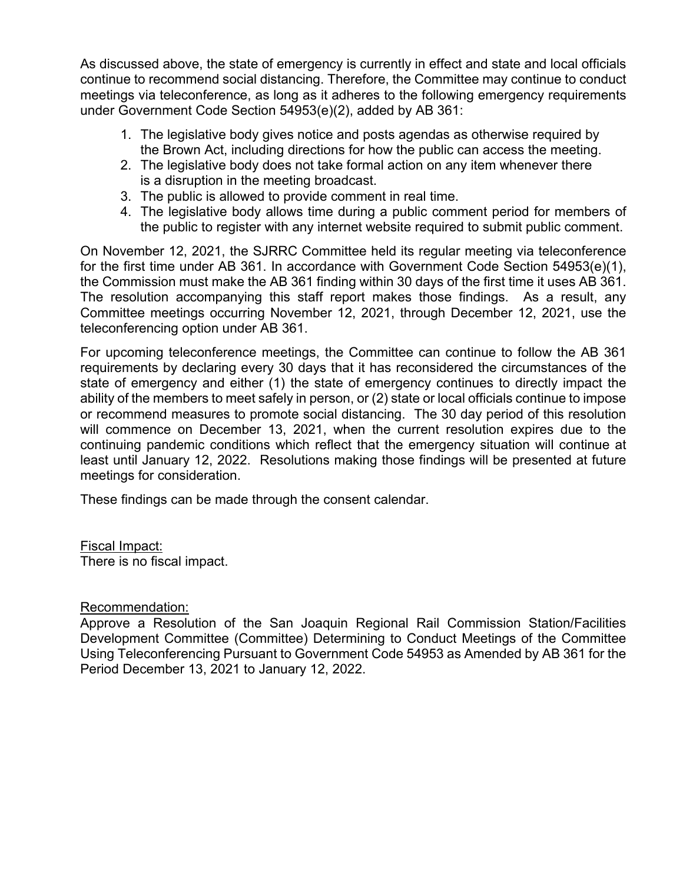As discussed above, the state of emergency is currently in effect and state and local officials continue to recommend social distancing. Therefore, the Committee may continue to conduct meetings via teleconference, as long as it adheres to the following emergency requirements under Government Code Section 54953(e)(2), added by AB 361:

1. The legislative body gives notice and posts agendas as otherwise required by the Brown Act, including directions for how the public can access the meeting.
2. The legislative body does not take formal action on any item whenever there is a disruption in the meeting broadcast.
3. The public is allowed to provide comment in real time.
4. The legislative body allows time during a public comment period for members of the public to register with any internet website required to submit public comment.

On November 12, 2021, the SJRRC Committee held its regular meeting via teleconference for the first time under AB 361. In accordance with Government Code Section 54953(e)(1), the Commission must make the AB 361 finding within 30 days of the first time it uses AB 361. The resolution accompanying this staff report makes those findings. As a result, any Committee meetings occurring November 12, 2021, through December 12, 2021, use the teleconferencing option under AB 361.

For upcoming teleconference meetings, the Committee can continue to follow the AB 361 requirements by declaring every 30 days that it has reconsidered the circumstances of the state of emergency and either (1) the state of emergency continues to directly impact the ability of the members to meet safely in person, or (2) state or local officials continue to impose or recommend measures to promote social distancing. The 30 day period of this resolution will commence on December 13, 2021, when the current resolution expires due to the continuing pandemic conditions which reflect that the emergency situation will continue at least until January 12, 2022. Resolutions making those findings will be presented at future meetings for consideration.

These findings can be made through the consent calendar.

Fiscal Impact:

There is no fiscal impact.

Recommendation:

Approve a Resolution of the San Joaquin Regional Rail Commission Station/Facilities Development Committee (Committee) Determining to Conduct Meetings of the Committee Using Teleconferencing Pursuant to Government Code 54953 as Amended by AB 361 for the Period December 13, 2021 to January 12, 2022.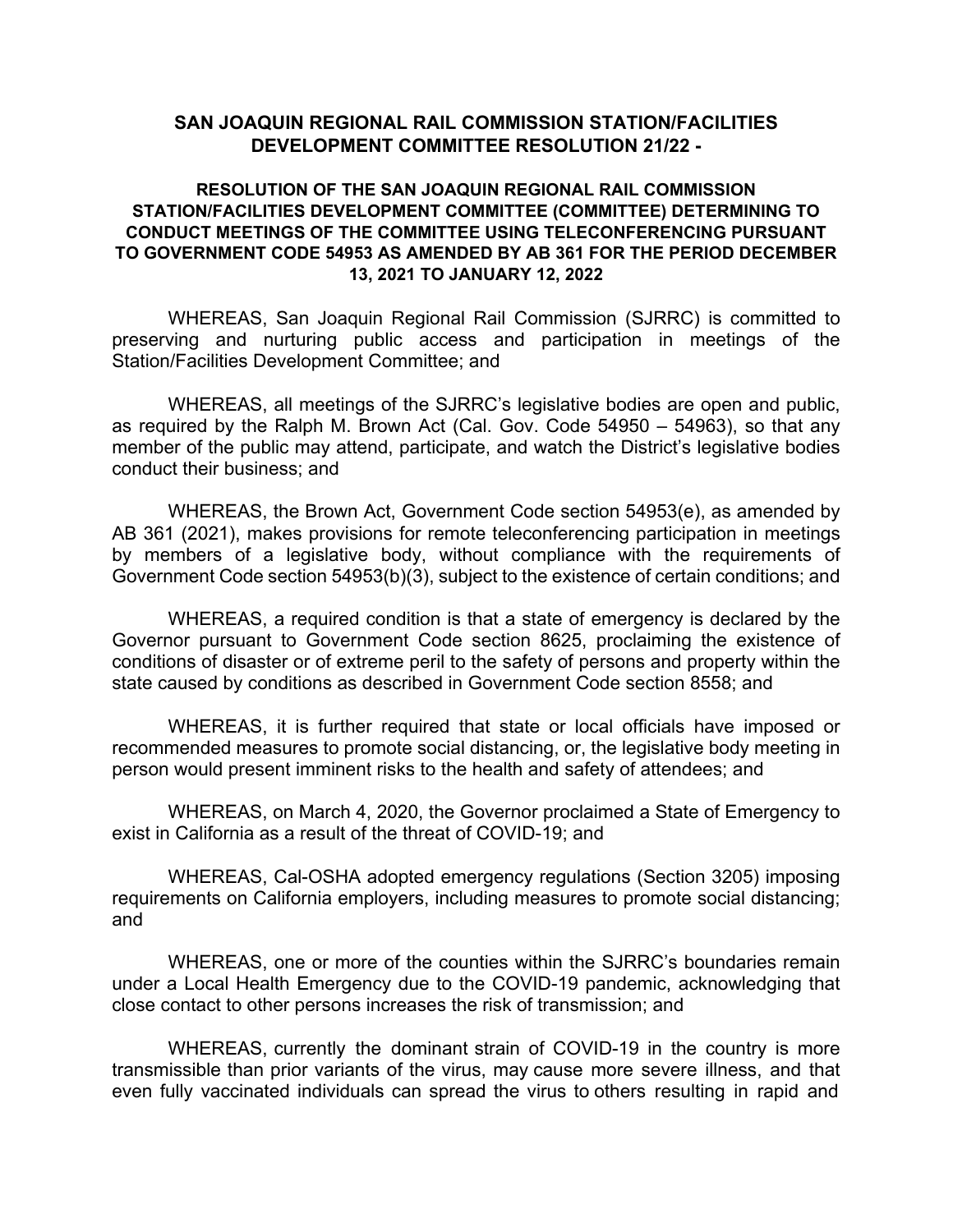**SAN JOAQUIN REGIONAL RAIL COMMISSION STATION/FACILITIES DEVELOPMENT COMMITTEE RESOLUTION 21/22 -**

**RESOLUTION OF THE SAN JOAQUIN REGIONAL RAIL COMMISSION STATION/FACILITIES DEVELOPMENT COMMITTEE (COMMITTEE) DETERMINING TO CONDUCT MEETINGS OF THE COMMITTEE USING TELECONFERENCING PURSUANT TO GOVERNMENT CODE 54953 AS AMENDED BY AB 361 FOR THE PERIOD DECEMBER 13, 2021 TO JANUARY 12, 2022**

WHEREAS, San Joaquin Regional Rail Commission (SJRRC) is committed to preserving and nurturing public access and participation in meetings of the Station/Facilities Development Committee; and

WHEREAS, all meetings of the SJRRC's legislative bodies are open and public, as required by the Ralph M. Brown Act (Cal. Gov. Code 54950 – 54963), so that any member of the public may attend, participate, and watch the District's legislative bodies conduct their business; and

WHEREAS, the Brown Act, Government Code section 54953(e), as amended by AB 361 (2021), makes provisions for remote teleconferencing participation in meetings by members of a legislative body, without compliance with the requirements of Government Code section 54953(b)(3), subject to the existence of certain conditions; and

WHEREAS, a required condition is that a state of emergency is declared by the Governor pursuant to Government Code section 8625, proclaiming the existence of conditions of disaster or of extreme peril to the safety of persons and property within the state caused by conditions as described in Government Code section 8558; and

WHEREAS, it is further required that state or local officials have imposed or recommended measures to promote social distancing, or, the legislative body meeting in person would present imminent risks to the health and safety of attendees; and

WHEREAS, on March 4, 2020, the Governor proclaimed a State of Emergency to exist in California as a result of the threat of COVID-19; and

WHEREAS, Cal-OSHA adopted emergency regulations (Section 3205) imposing requirements on California employers, including measures to promote social distancing; and

WHEREAS, one or more of the counties within the SJRRC's boundaries remain under a Local Health Emergency due to the COVID-19 pandemic, acknowledging that close contact to other persons increases the risk of transmission; and

WHEREAS, currently the dominant strain of COVID-19 in the country is more transmissible than prior variants of the virus, may cause more severe illness, and that even fully vaccinated individuals can spread the virus to others resulting in rapid and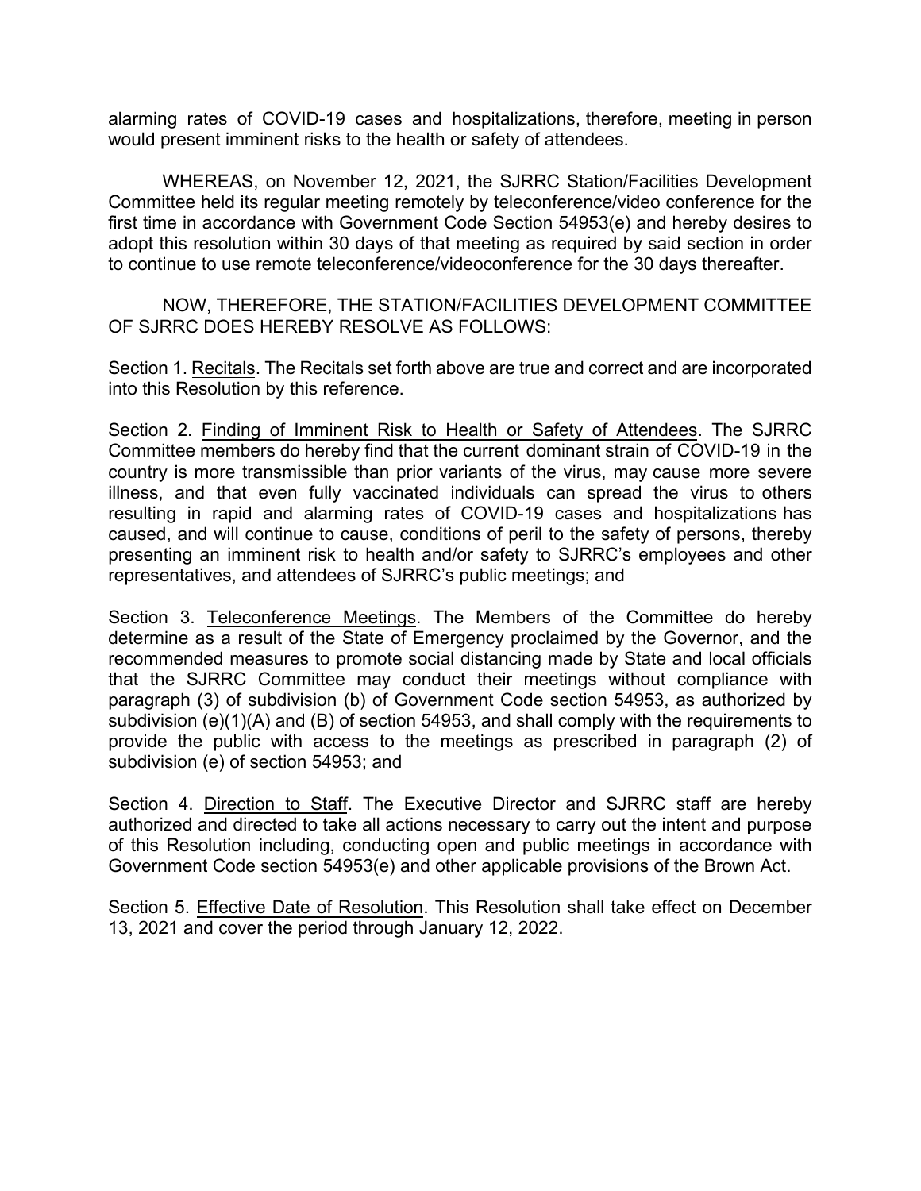alarming rates of COVID-19 cases and hospitalizations, therefore, meeting in person would present imminent risks to the health or safety of attendees.

WHEREAS, on November 12, 2021, the SJRRC Station/Facilities Development Committee held its regular meeting remotely by teleconference/video conference for the first time in accordance with Government Code Section 54953(e) and hereby desires to adopt this resolution within 30 days of that meeting as required by said section in order to continue to use remote teleconference/videoconference for the 30 days thereafter.

NOW, THEREFORE, THE STATION/FACILITIES DEVELOPMENT COMMITTEE OF SJRRC DOES HEREBY RESOLVE AS FOLLOWS:

Section 1. Recitals. The Recitals set forth above are true and correct and are incorporated into this Resolution by this reference.

Section 2. Finding of Imminent Risk to Health or Safety of Attendees. The SJRRC Committee members do hereby find that the current dominant strain of COVID-19 in the country is more transmissible than prior variants of the virus, may cause more severe illness, and that even fully vaccinated individuals can spread the virus to others resulting in rapid and alarming rates of COVID-19 cases and hospitalizations has caused, and will continue to cause, conditions of peril to the safety of persons, thereby presenting an imminent risk to health and/or safety to SJRRC's employees and other representatives, and attendees of SJRRC's public meetings; and

Section 3. Teleconference Meetings. The Members of the Committee do hereby determine as a result of the State of Emergency proclaimed by the Governor, and the recommended measures to promote social distancing made by State and local officials that the SJRRC Committee may conduct their meetings without compliance with paragraph (3) of subdivision (b) of Government Code section 54953, as authorized by subdivision (e)(1)(A) and (B) of section 54953, and shall comply with the requirements to provide the public with access to the meetings as prescribed in paragraph (2) of subdivision (e) of section 54953; and

Section 4. Direction to Staff. The Executive Director and SJRRC staff are hereby authorized and directed to take all actions necessary to carry out the intent and purpose of this Resolution including, conducting open and public meetings in accordance with Government Code section 54953(e) and other applicable provisions of the Brown Act.

Section 5. Effective Date of Resolution. This Resolution shall take effect on December 13, 2021 and cover the period through January 12, 2022.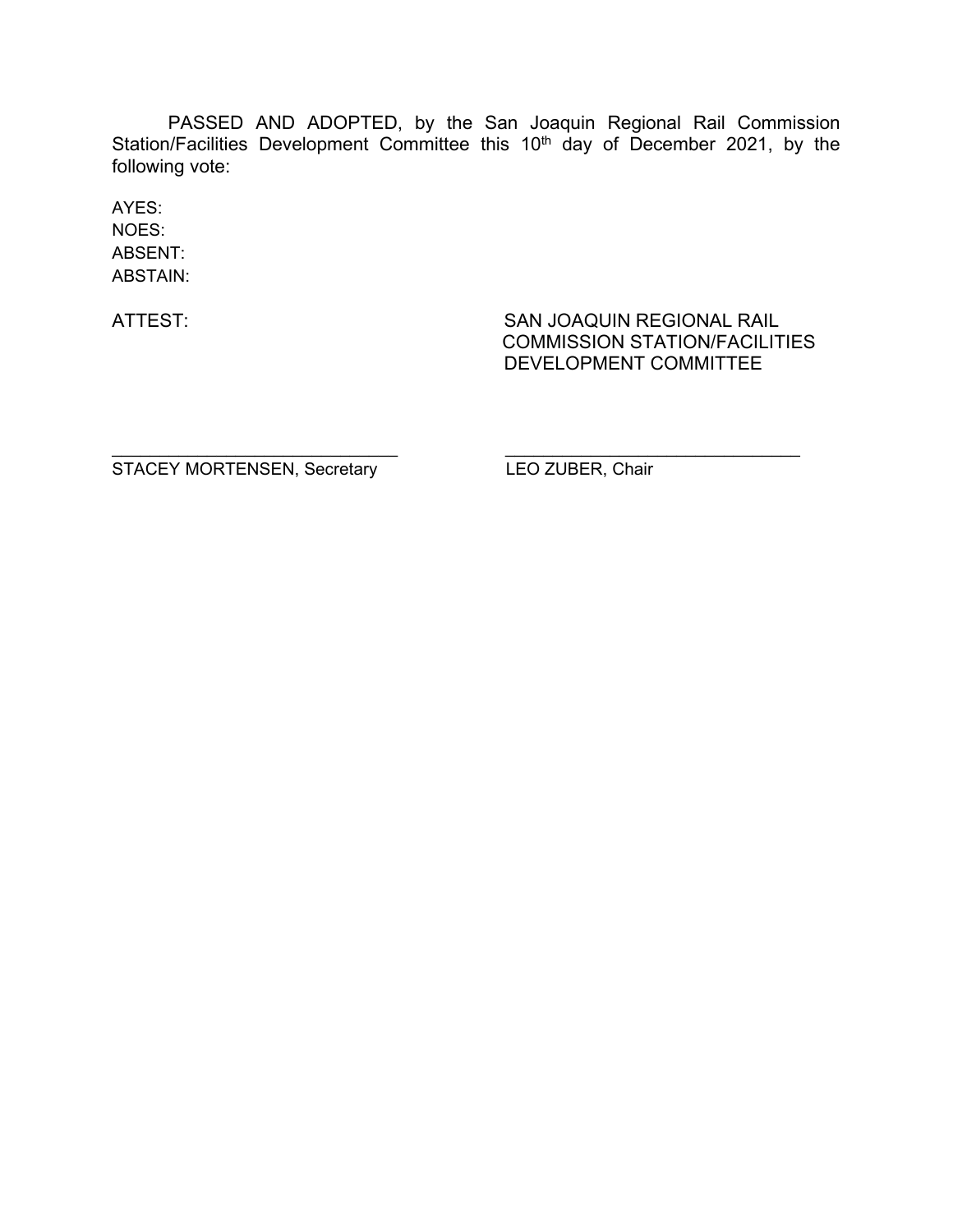PASSED AND ADOPTED, by the San Joaquin Regional Rail Commission Station/Facilities Development Committee this 10th day of December 2021, by the following vote:

AYES:
NOES:
ABSENT:
ABSTAIN:

ATTEST:

SAN JOAQUIN REGIONAL RAIL COMMISSION STATION/FACILITIES DEVELOPMENT COMMITTEE

_______________________________
STACEY MORTENSEN, Secretary

_______________________________
LEO ZUBER, Chair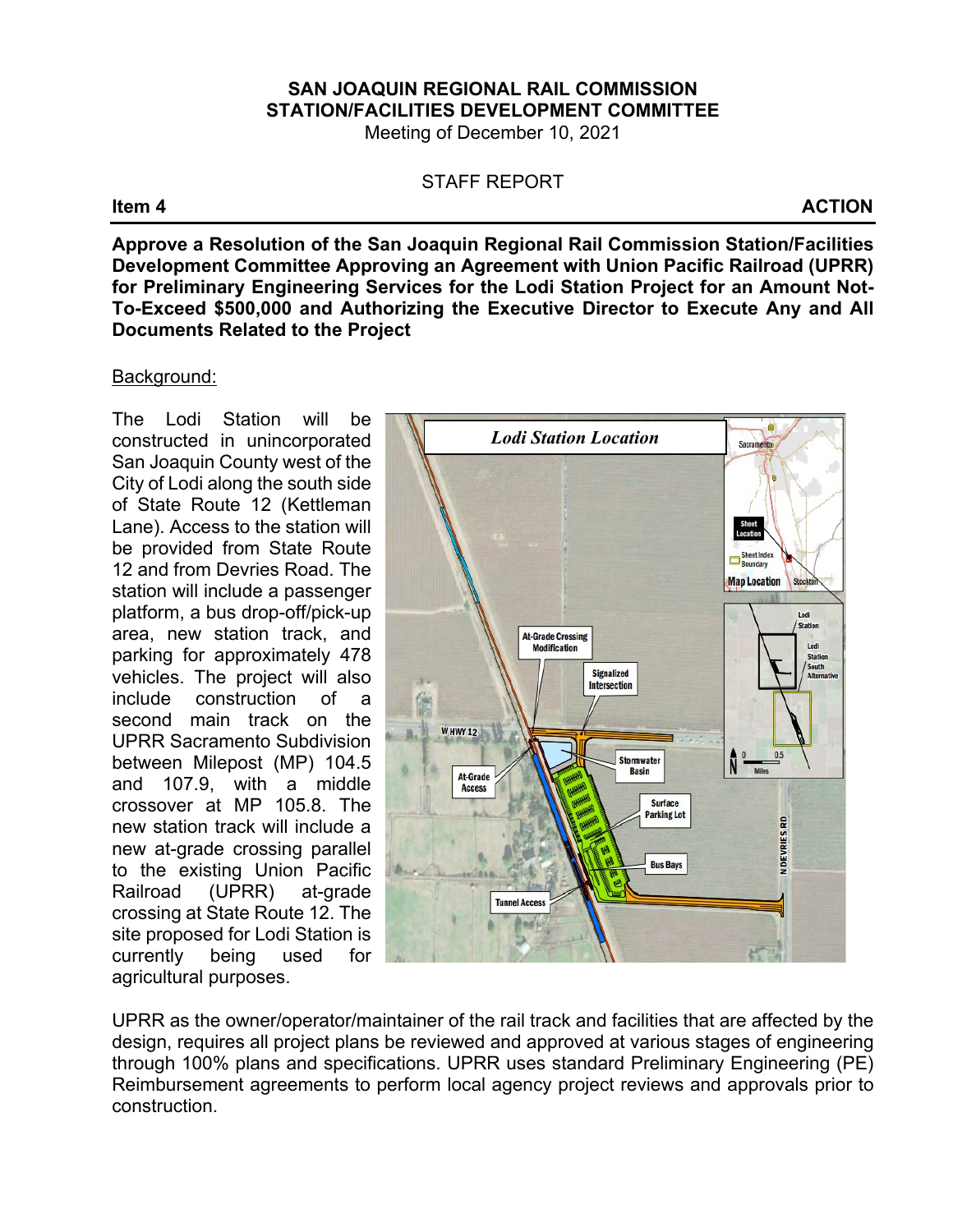**SAN JOAQUIN REGIONAL RAIL COMMISSION**
**STATION/FACILITIES DEVELOPMENT COMMITTEE**
Meeting of December 10, 2021

STAFF REPORT

**Item 4** **ACTION**

**Approve a Resolution of the San Joaquin Regional Rail Commission Station/Facilities Development Committee Approving an Agreement with Union Pacific Railroad (UPRR) for Preliminary Engineering Services for the Lodi Station Project for an Amount Not-To-Exceed $500,000 and Authorizing the Executive Director to Execute Any and All Documents Related to the Project**

Background:

The Lodi Station will be constructed in unincorporated San Joaquin County west of the City of Lodi along the south side of State Route 12 (Kettleman Lane). Access to the station will be provided from State Route 12 and from Devries Road. The station will include a passenger platform, a bus drop-off/pick-up area, new station track, and parking for approximately 478 vehicles. The project will also include construction of a second main track on the UPRR Sacramento Subdivision between Milepost (MP) 104.5 and 107.9, with a middle crossover at MP 105.8. The new station track will include a new at-grade crossing parallel to the existing Union Pacific Railroad (UPRR) at-grade crossing at State Route 12. The site proposed for Lodi Station is currently being used for agricultural purposes.

*Lodi Station Location*

At-Grade Crossing Modification
Signalized Intersection
W HWY 12
Stormwater Basin
At-Grade Access
Surface Parking Lot
Bus Bays
Tunnel Access
N DEVRIES RD
Sacramento
Sheet Location
Sheet Index Boundary
Map Location
Stockton
Lodi Station
Lodi Station South Alternative
0 0.5
Miles

UPRR as the owner/operator/maintainer of the rail track and facilities that are affected by the design, requires all project plans be reviewed and approved at various stages of engineering through 100% plans and specifications. UPRR uses standard Preliminary Engineering (PE) Reimbursement agreements to perform local agency project reviews and approvals prior to construction.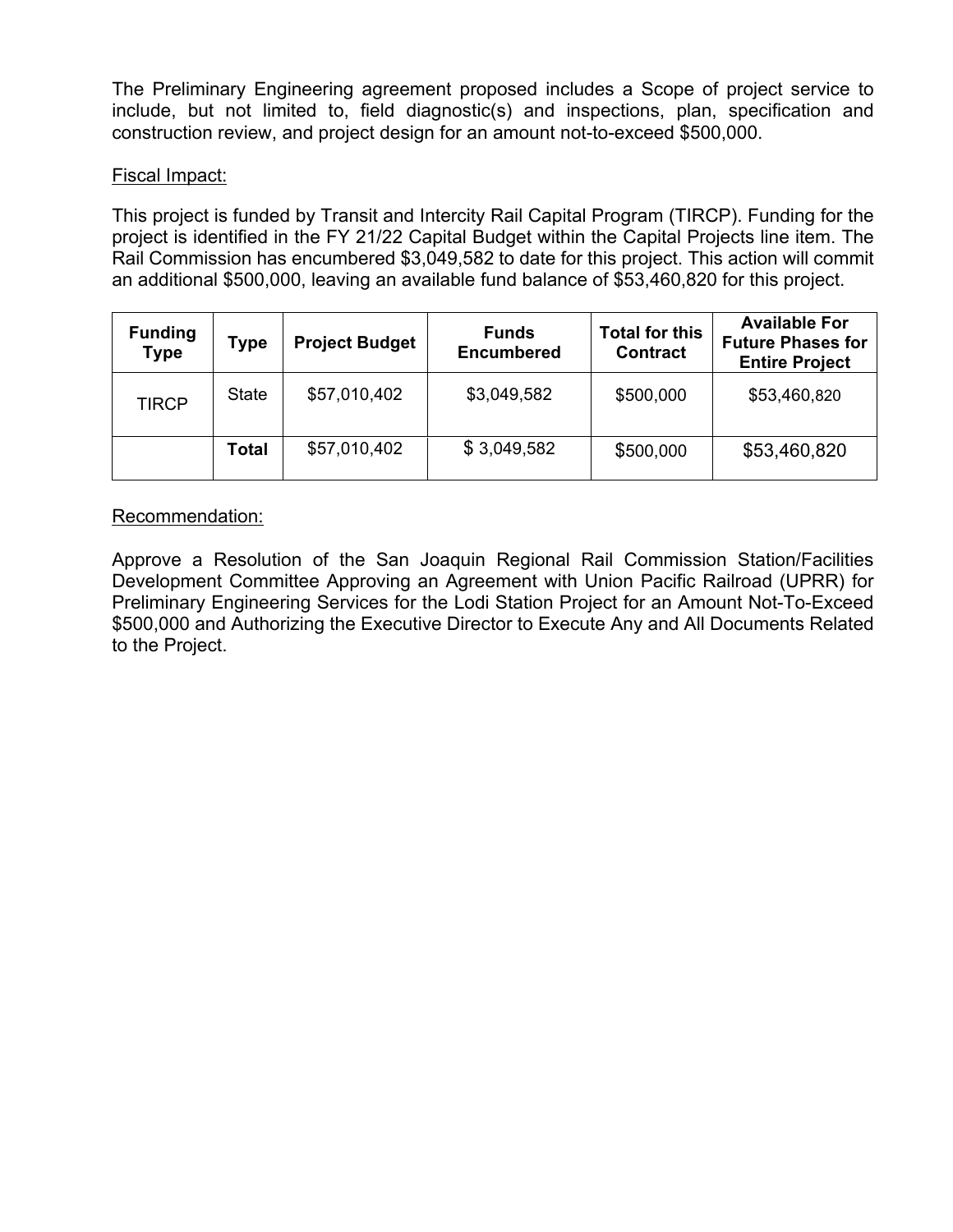The Preliminary Engineering agreement proposed includes a Scope of project service to include, but not limited to, field diagnostic(s) and inspections, plan, specification and construction review, and project design for an amount not-to-exceed $500,000.

Fiscal Impact:

This project is funded by Transit and Intercity Rail Capital Program (TIRCP). Funding for the project is identified in the FY 21/22 Capital Budget within the Capital Projects line item. The Rail Commission has encumbered $3,049,582 to date for this project. This action will commit an additional $500,000, leaving an available fund balance of $53,460,820 for this project.

| Funding Type | Type | Project Budget | Funds Encumbered | Total for this Contract | Available For Future Phases for Entire Project |
|---|---|---|---|---|---|
| TIRCP | State | $57,010,402 | $3,049,582 | $500,000 | $53,460,820 |
| | **Total** | $57,010,402 | $ 3,049,582 | $500,000 | $53,460,820 |

Recommendation:

Approve a Resolution of the San Joaquin Regional Rail Commission Station/Facilities Development Committee Approving an Agreement with Union Pacific Railroad (UPRR) for Preliminary Engineering Services for the Lodi Station Project for an Amount Not-To-Exceed $500,000 and Authorizing the Executive Director to Execute Any and All Documents Related to the Project.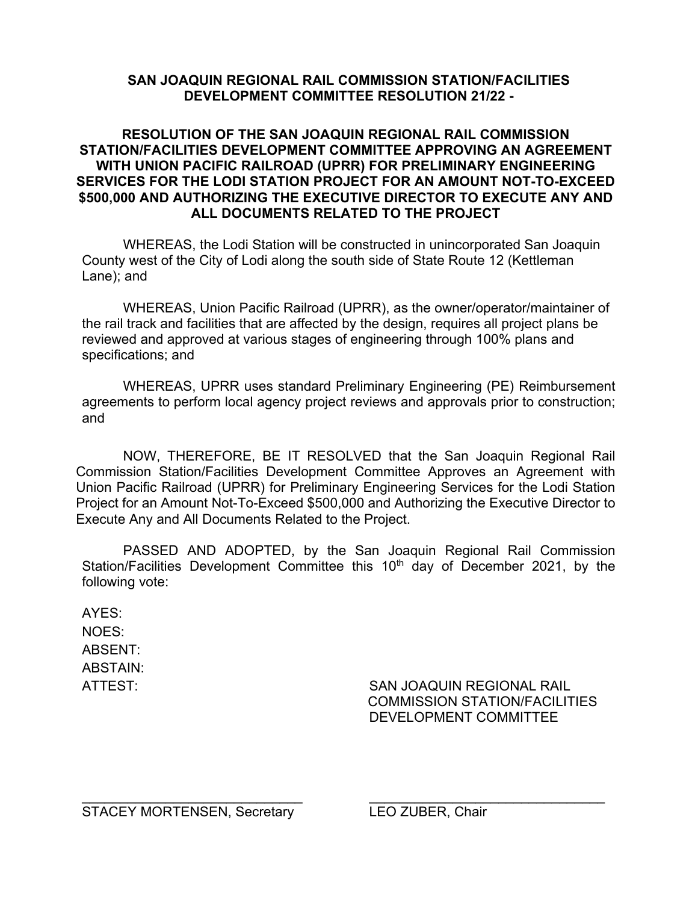**SAN JOAQUIN REGIONAL RAIL COMMISSION STATION/FACILITIES DEVELOPMENT COMMITTEE RESOLUTION 21/22 -**

**RESOLUTION OF THE SAN JOAQUIN REGIONAL RAIL COMMISSION STATION/FACILITIES DEVELOPMENT COMMITTEE APPROVING AN AGREEMENT WITH UNION PACIFIC RAILROAD (UPRR) FOR PRELIMINARY ENGINEERING SERVICES FOR THE LODI STATION PROJECT FOR AN AMOUNT NOT-TO-EXCEED $500,000 AND AUTHORIZING THE EXECUTIVE DIRECTOR TO EXECUTE ANY AND ALL DOCUMENTS RELATED TO THE PROJECT**

WHEREAS, the Lodi Station will be constructed in unincorporated San Joaquin County west of the City of Lodi along the south side of State Route 12 (Kettleman Lane); and

WHEREAS, Union Pacific Railroad (UPRR), as the owner/operator/maintainer of the rail track and facilities that are affected by the design, requires all project plans be reviewed and approved at various stages of engineering through 100% plans and specifications; and

WHEREAS, UPRR uses standard Preliminary Engineering (PE) Reimbursement agreements to perform local agency project reviews and approvals prior to construction; and

NOW, THEREFORE, BE IT RESOLVED that the San Joaquin Regional Rail Commission Station/Facilities Development Committee Approves an Agreement with Union Pacific Railroad (UPRR) for Preliminary Engineering Services for the Lodi Station Project for an Amount Not-To-Exceed $500,000 and Authorizing the Executive Director to Execute Any and All Documents Related to the Project.

PASSED AND ADOPTED, by the San Joaquin Regional Rail Commission Station/Facilities Development Committee this 10th day of December 2021, by the following vote:

AYES:
NOES:
ABSENT:
ABSTAIN:
ATTEST:

SAN JOAQUIN REGIONAL RAIL COMMISSION STATION/FACILITIES DEVELOPMENT COMMITTEE

\_\_\_\_\_\_\_\_\_\_\_\_\_\_\_\_\_\_\_\_\_\_\_\_\_\_\_\_\_\_
STACEY MORTENSEN, Secretary

\_\_\_\_\_\_\_\_\_\_\_\_\_\_\_\_\_\_\_\_\_\_\_\_\_\_\_\_\_\_
LEO ZUBER, Chair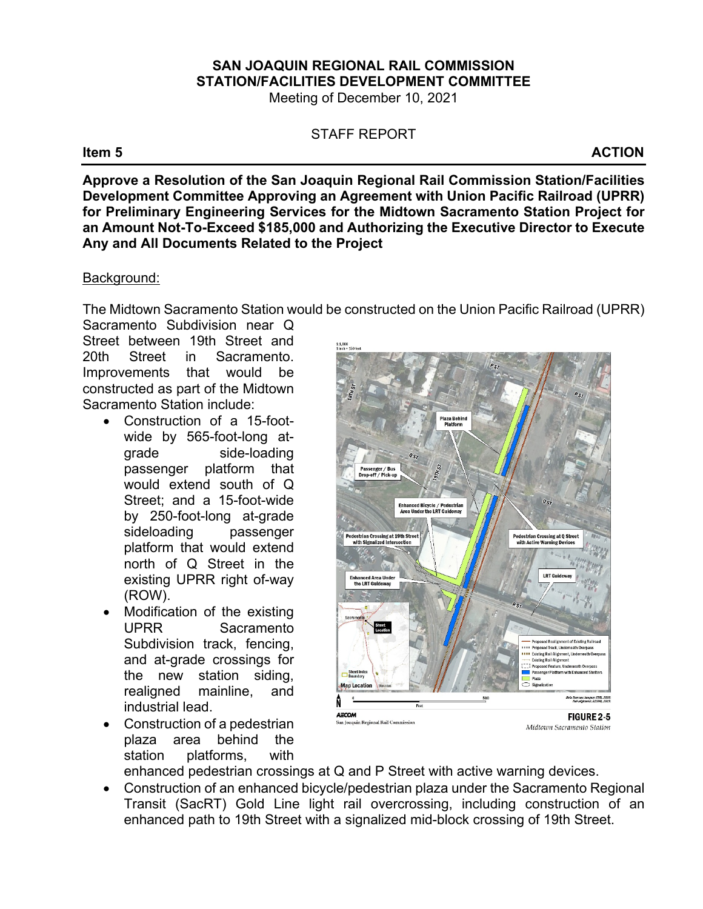**SAN JOAQUIN REGIONAL RAIL COMMISSION**
**STATION/FACILITIES DEVELOPMENT COMMITTEE**
Meeting of December 10, 2021

STAFF REPORT

**Item 5** **ACTION**

**Approve a Resolution of the San Joaquin Regional Rail Commission Station/Facilities Development Committee Approving an Agreement with Union Pacific Railroad (UPRR) for Preliminary Engineering Services for the Midtown Sacramento Station Project for an Amount Not-To-Exceed $185,000 and Authorizing the Executive Director to Execute Any and All Documents Related to the Project**

Background:

The Midtown Sacramento Station would be constructed on the Union Pacific Railroad (UPRR) Sacramento Subdivision near Q Street between 19th Street and 20th Street in Sacramento. Improvements that would be constructed as part of the Midtown Sacramento Station include:

- Construction of a 15-foot-wide by 565-foot-long at-grade side-loading passenger platform that would extend south of Q Street; and a 15-foot-wide by 250-foot-long at-grade sideloading passenger platform that would extend north of Q Street in the existing UPRR right of-way (ROW).
- Modification of the existing UPRR Sacramento Subdivision track, fencing, and at-grade crossings for the new station siding, realigned mainline, and industrial lead.
- Construction of a pedestrian plaza area behind the station platforms, with enhanced pedestrian crossings at Q and P Street with active warning devices.
- Construction of an enhanced bicycle/pedestrian plaza under the Sacramento Regional Transit (SacRT) Gold Line light rail overcrossing, including construction of an enhanced path to 19th Street with a signalized mid-block crossing of 19th Street.

FIGURE 2-5
Midtown Sacramento Station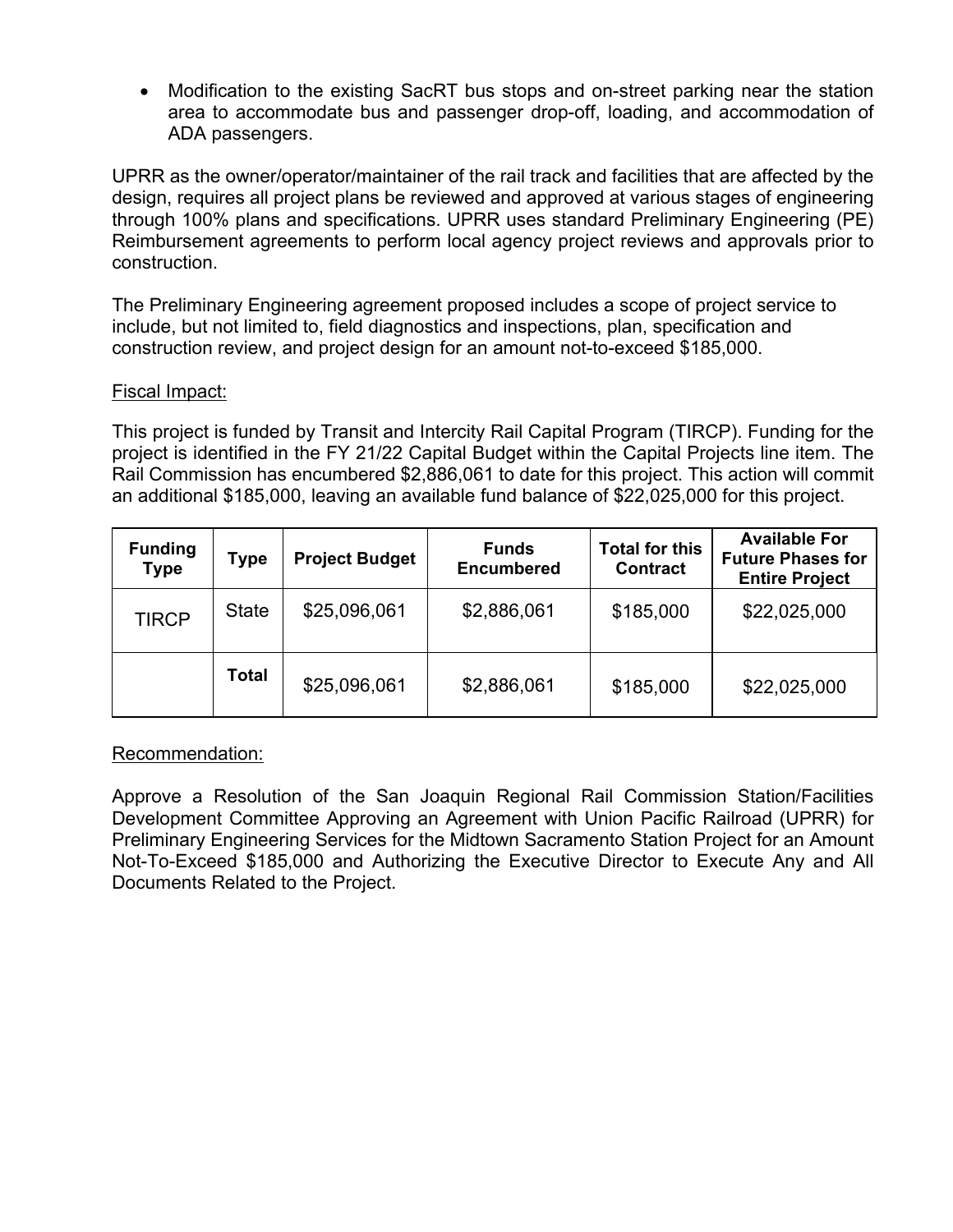- Modification to the existing SacRT bus stops and on-street parking near the station area to accommodate bus and passenger drop-off, loading, and accommodation of ADA passengers.

UPRR as the owner/operator/maintainer of the rail track and facilities that are affected by the design, requires all project plans be reviewed and approved at various stages of engineering through 100% plans and specifications. UPRR uses standard Preliminary Engineering (PE) Reimbursement agreements to perform local agency project reviews and approvals prior to construction.

The Preliminary Engineering agreement proposed includes a scope of project service to include, but not limited to, field diagnostics and inspections, plan, specification and construction review, and project design for an amount not-to-exceed $185,000.

Fiscal Impact:

This project is funded by Transit and Intercity Rail Capital Program (TIRCP). Funding for the project is identified in the FY 21/22 Capital Budget within the Capital Projects line item. The Rail Commission has encumbered $2,886,061 to date for this project. This action will commit an additional $185,000, leaving an available fund balance of $22,025,000 for this project.

| Funding Type | Type | Project Budget | Funds Encumbered | Total for this Contract | Available For Future Phases for Entire Project |
|---|---|---|---|---|---|
| TIRCP | State | $25,096,061 | $2,886,061 | $185,000 | $22,025,000 |
| | **Total** | $25,096,061 | $2,886,061 | $185,000 | $22,025,000 |

Recommendation:

Approve a Resolution of the San Joaquin Regional Rail Commission Station/Facilities Development Committee Approving an Agreement with Union Pacific Railroad (UPRR) for Preliminary Engineering Services for the Midtown Sacramento Station Project for an Amount Not-To-Exceed $185,000 and Authorizing the Executive Director to Execute Any and All Documents Related to the Project.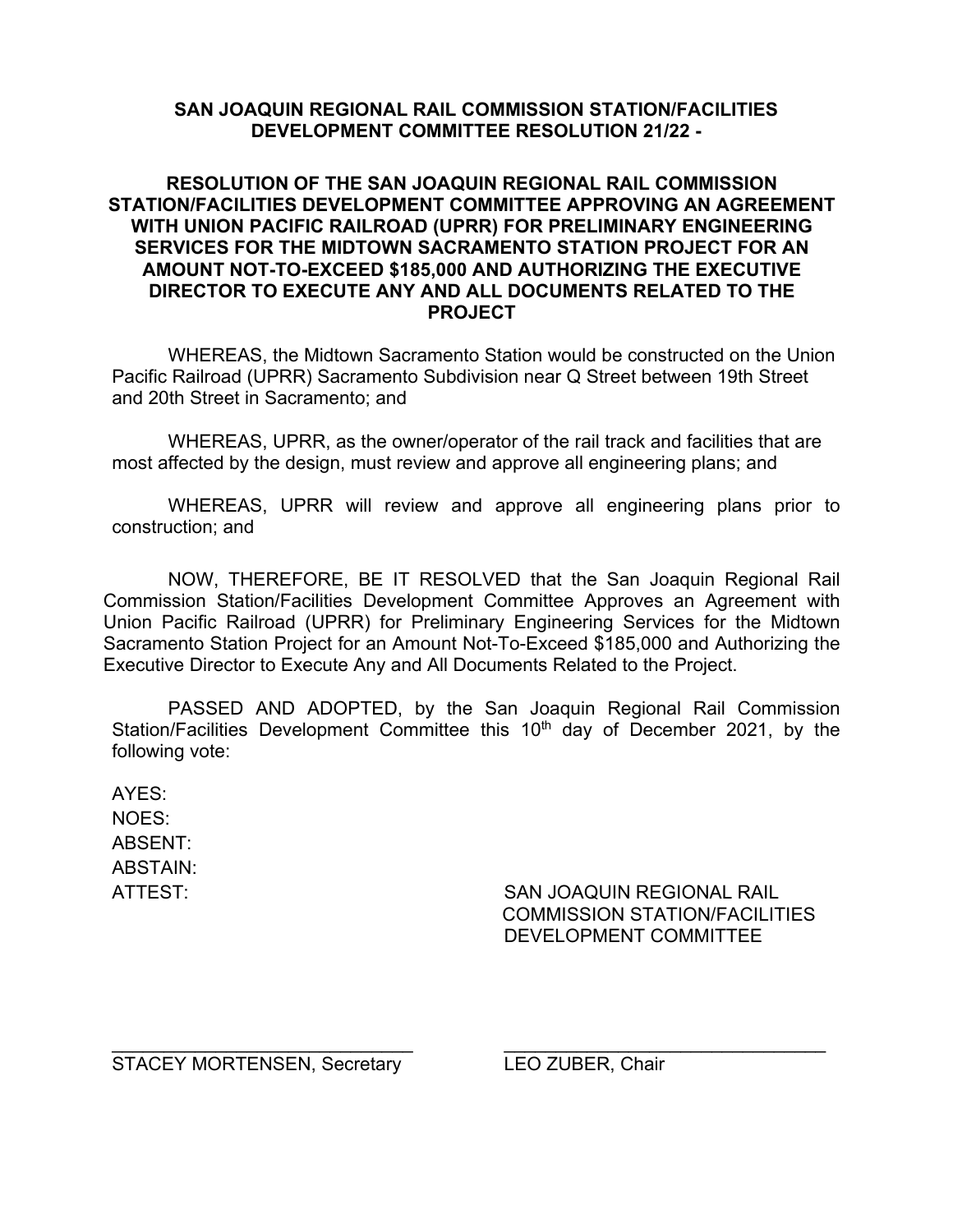**SAN JOAQUIN REGIONAL RAIL COMMISSION STATION/FACILITIES DEVELOPMENT COMMITTEE RESOLUTION 21/22 -**

**RESOLUTION OF THE SAN JOAQUIN REGIONAL RAIL COMMISSION STATION/FACILITIES DEVELOPMENT COMMITTEE APPROVING AN AGREEMENT WITH UNION PACIFIC RAILROAD (UPRR) FOR PRELIMINARY ENGINEERING SERVICES FOR THE MIDTOWN SACRAMENTO STATION PROJECT FOR AN AMOUNT NOT-TO-EXCEED $185,000 AND AUTHORIZING THE EXECUTIVE DIRECTOR TO EXECUTE ANY AND ALL DOCUMENTS RELATED TO THE PROJECT**

WHEREAS, the Midtown Sacramento Station would be constructed on the Union Pacific Railroad (UPRR) Sacramento Subdivision near Q Street between 19th Street and 20th Street in Sacramento; and

WHEREAS, UPRR, as the owner/operator of the rail track and facilities that are most affected by the design, must review and approve all engineering plans; and

WHEREAS, UPRR will review and approve all engineering plans prior to construction; and

NOW, THEREFORE, BE IT RESOLVED that the San Joaquin Regional Rail Commission Station/Facilities Development Committee Approves an Agreement with Union Pacific Railroad (UPRR) for Preliminary Engineering Services for the Midtown Sacramento Station Project for an Amount Not-To-Exceed $185,000 and Authorizing the Executive Director to Execute Any and All Documents Related to the Project.

PASSED AND ADOPTED, by the San Joaquin Regional Rail Commission Station/Facilities Development Committee this 10th day of December 2021, by the following vote:

AYES:
NOES:
ABSENT:
ABSTAIN:
ATTEST:

SAN JOAQUIN REGIONAL RAIL COMMISSION STATION/FACILITIES DEVELOPMENT COMMITTEE

\_\_\_\_\_\_\_\_\_\_\_\_\_\_\_\_\_\_\_\_\_\_\_\_\_\_\_\_\_\_
STACEY MORTENSEN, Secretary

\_\_\_\_\_\_\_\_\_\_\_\_\_\_\_\_\_\_\_\_\_\_\_\_\_\_\_\_\_\_
LEO ZUBER, Chair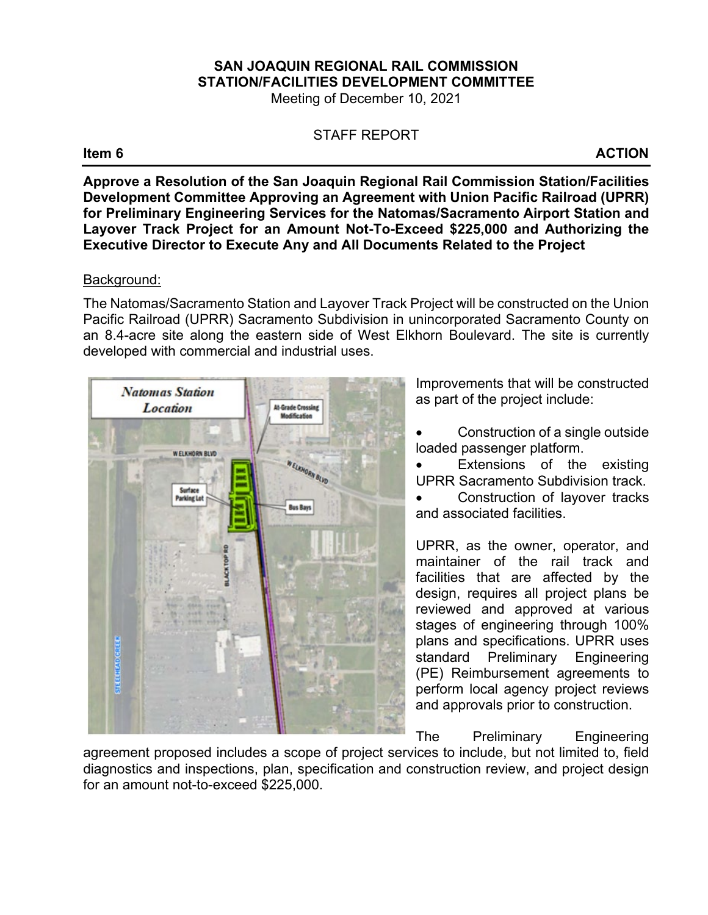**SAN JOAQUIN REGIONAL RAIL COMMISSION**
**STATION/FACILITIES DEVELOPMENT COMMITTEE**
Meeting of December 10, 2021

STAFF REPORT

**Item 6** **ACTION**

**Approve a Resolution of the San Joaquin Regional Rail Commission Station/Facilities Development Committee Approving an Agreement with Union Pacific Railroad (UPRR) for Preliminary Engineering Services for the Natomas/Sacramento Airport Station and Layover Track Project for an Amount Not-To-Exceed $225,000 and Authorizing the Executive Director to Execute Any and All Documents Related to the Project**

Background:

The Natomas/Sacramento Station and Layover Track Project will be constructed on the Union Pacific Railroad (UPRR) Sacramento Subdivision in unincorporated Sacramento County on an 8.4-acre site along the eastern side of West Elkhorn Boulevard. The site is currently developed with commercial and industrial uses.

Natomas Station Location

At-Grade Crossing Modification

W ELKHORN BLVD

W ELKHORN BLVD

Surface Parking Lot

Bus Bays

BLACKTOP RD

STEELHEAD CREEK

Improvements that will be constructed as part of the project include:

- Construction of a single outside loaded passenger platform.
- Extensions of the existing UPRR Sacramento Subdivision track.
- Construction of layover tracks and associated facilities.

UPRR, as the owner, operator, and maintainer of the rail track and facilities that are affected by the design, requires all project plans be reviewed and approved at various stages of engineering through 100% plans and specifications. UPRR uses standard Preliminary Engineering (PE) Reimbursement agreements to perform local agency project reviews and approvals prior to construction.

The Preliminary Engineering agreement proposed includes a scope of project services to include, but not limited to, field diagnostics and inspections, plan, specification and construction review, and project design for an amount not-to-exceed $225,000.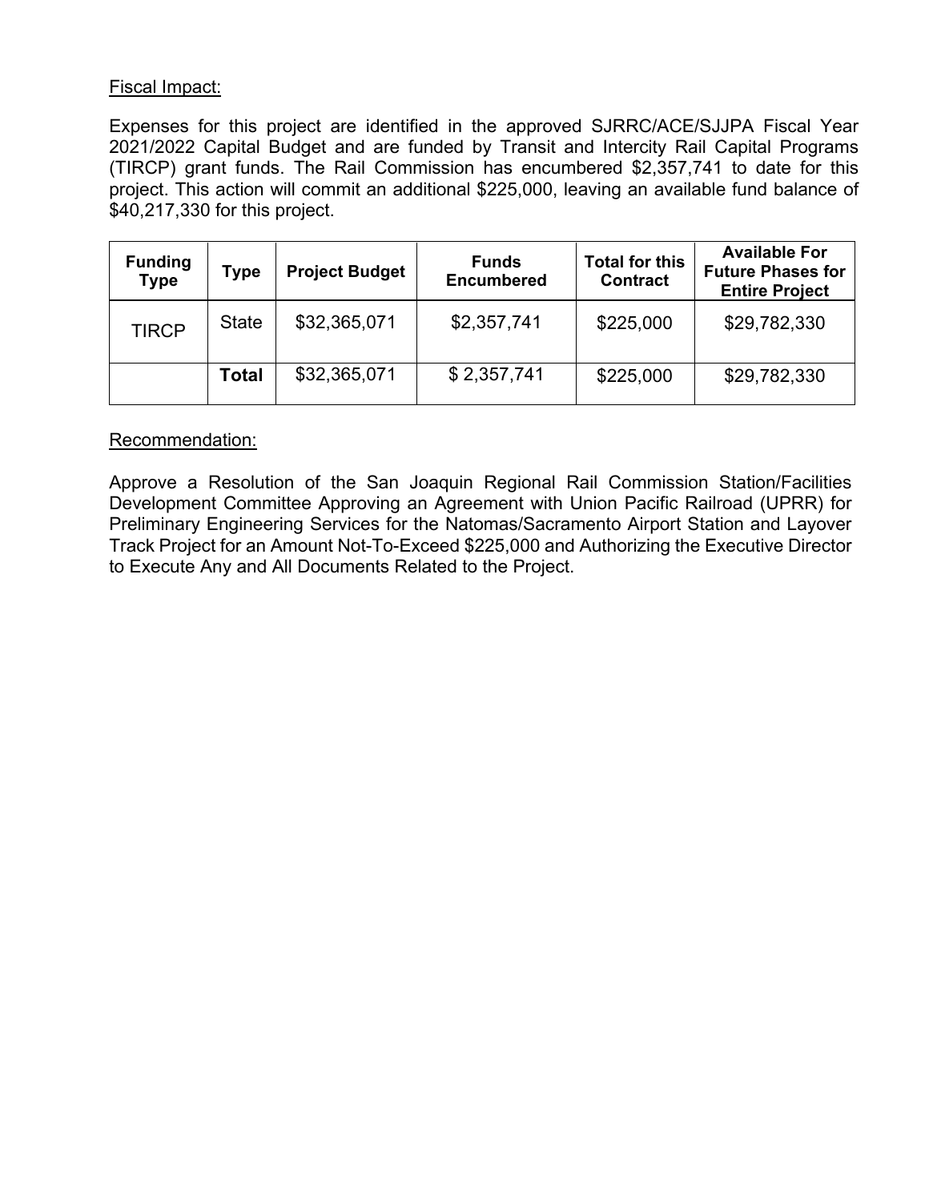Fiscal Impact:

Expenses for this project are identified in the approved SJRRC/ACE/SJJPA Fiscal Year 2021/2022 Capital Budget and are funded by Transit and Intercity Rail Capital Programs (TIRCP) grant funds. The Rail Commission has encumbered $2,357,741 to date for this project. This action will commit an additional $225,000, leaving an available fund balance of $40,217,330 for this project.

| Funding Type | Type | Project Budget | Funds Encumbered | Total for this Contract | Available For Future Phases for Entire Project |
|---|---|---|---|---|---|
| TIRCP | State | $32,365,071 | $2,357,741 | $225,000 | $29,782,330 |
| | **Total** | $32,365,071 | $ 2,357,741 | $225,000 | $29,782,330 |

Recommendation:

Approve a Resolution of the San Joaquin Regional Rail Commission Station/Facilities Development Committee Approving an Agreement with Union Pacific Railroad (UPRR) for Preliminary Engineering Services for the Natomas/Sacramento Airport Station and Layover Track Project for an Amount Not-To-Exceed $225,000 and Authorizing the Executive Director to Execute Any and All Documents Related to the Project.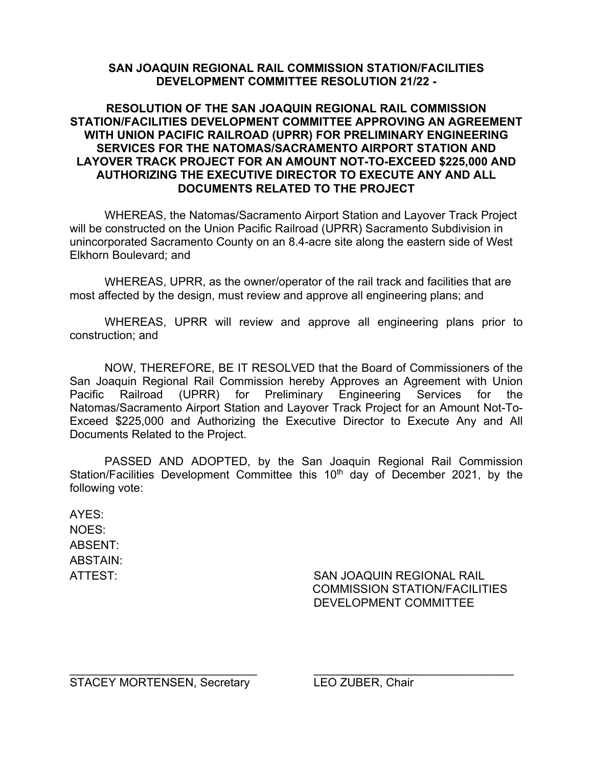**SAN JOAQUIN REGIONAL RAIL COMMISSION STATION/FACILITIES DEVELOPMENT COMMITTEE RESOLUTION 21/22 -**

**RESOLUTION OF THE SAN JOAQUIN REGIONAL RAIL COMMISSION STATION/FACILITIES DEVELOPMENT COMMITTEE APPROVING AN AGREEMENT WITH UNION PACIFIC RAILROAD (UPRR) FOR PRELIMINARY ENGINEERING SERVICES FOR THE NATOMAS/SACRAMENTO AIRPORT STATION AND LAYOVER TRACK PROJECT FOR AN AMOUNT NOT-TO-EXCEED $225,000 AND AUTHORIZING THE EXECUTIVE DIRECTOR TO EXECUTE ANY AND ALL DOCUMENTS RELATED TO THE PROJECT**

WHEREAS, the Natomas/Sacramento Airport Station and Layover Track Project will be constructed on the Union Pacific Railroad (UPRR) Sacramento Subdivision in unincorporated Sacramento County on an 8.4-acre site along the eastern side of West Elkhorn Boulevard; and

WHEREAS, UPRR, as the owner/operator of the rail track and facilities that are most affected by the design, must review and approve all engineering plans; and

WHEREAS, UPRR will review and approve all engineering plans prior to construction; and

NOW, THEREFORE, BE IT RESOLVED that the Board of Commissioners of the San Joaquin Regional Rail Commission hereby Approves an Agreement with Union Pacific Railroad (UPRR) for Preliminary Engineering Services for the Natomas/Sacramento Airport Station and Layover Track Project for an Amount Not-To-Exceed $225,000 and Authorizing the Executive Director to Execute Any and All Documents Related to the Project.

PASSED AND ADOPTED, by the San Joaquin Regional Rail Commission Station/Facilities Development Committee this 10th day of December 2021, by the following vote:

AYES:
NOES:
ABSENT:
ABSTAIN:
ATTEST:

SAN JOAQUIN REGIONAL RAIL COMMISSION STATION/FACILITIES DEVELOPMENT COMMITTEE

______________________________
STACEY MORTENSEN, Secretary

______________________________
LEO ZUBER, Chair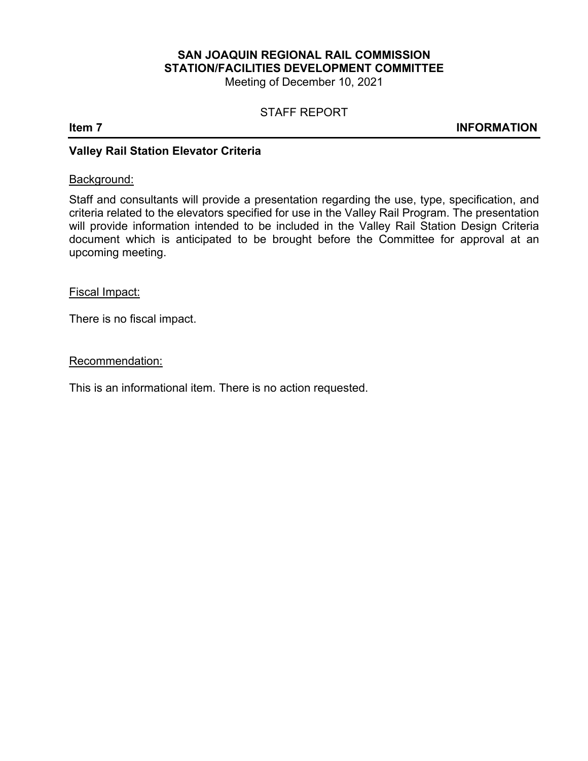**SAN JOAQUIN REGIONAL RAIL COMMISSION**
**STATION/FACILITIES DEVELOPMENT COMMITTEE**
Meeting of December 10, 2021

STAFF REPORT

**Item 7** **INFORMATION**

**Valley Rail Station Elevator Criteria**

Background:

Staff and consultants will provide a presentation regarding the use, type, specification, and criteria related to the elevators specified for use in the Valley Rail Program. The presentation will provide information intended to be included in the Valley Rail Station Design Criteria document which is anticipated to be brought before the Committee for approval at an upcoming meeting.

Fiscal Impact:

There is no fiscal impact.

Recommendation:

This is an informational item. There is no action requested.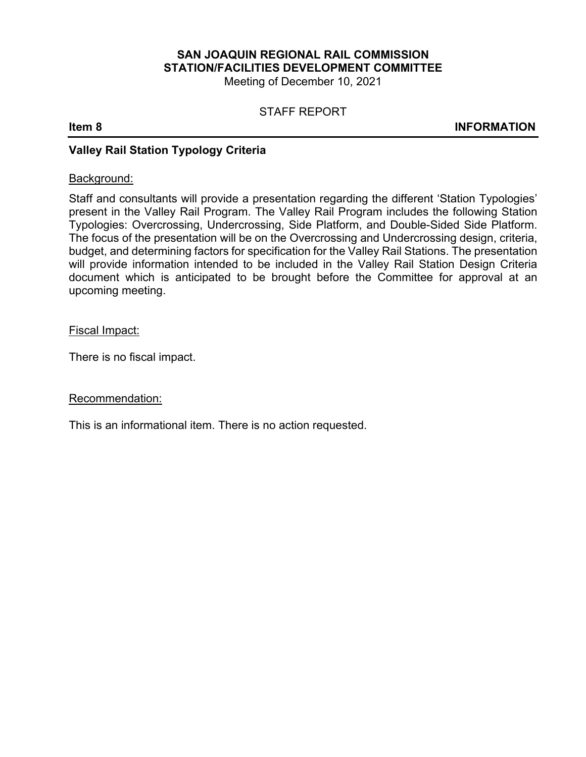**SAN JOAQUIN REGIONAL RAIL COMMISSION**
**STATION/FACILITIES DEVELOPMENT COMMITTEE**
Meeting of December 10, 2021

STAFF REPORT

**Item 8** **INFORMATION**

**Valley Rail Station Typology Criteria**

Background:

Staff and consultants will provide a presentation regarding the different 'Station Typologies' present in the Valley Rail Program. The Valley Rail Program includes the following Station Typologies: Overcrossing, Undercrossing, Side Platform, and Double-Sided Side Platform. The focus of the presentation will be on the Overcrossing and Undercrossing design, criteria, budget, and determining factors for specification for the Valley Rail Stations. The presentation will provide information intended to be included in the Valley Rail Station Design Criteria document which is anticipated to be brought before the Committee for approval at an upcoming meeting.

Fiscal Impact:

There is no fiscal impact.

Recommendation:

This is an informational item. There is no action requested.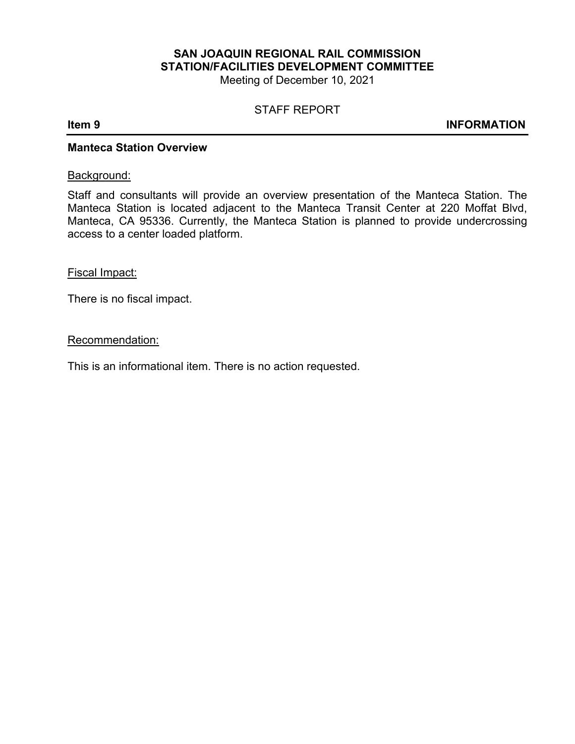**SAN JOAQUIN REGIONAL RAIL COMMISSION**
**STATION/FACILITIES DEVELOPMENT COMMITTEE**
Meeting of December 10, 2021

STAFF REPORT

**Item 9** **INFORMATION**

**Manteca Station Overview**

Background:

Staff and consultants will provide an overview presentation of the Manteca Station. The Manteca Station is located adjacent to the Manteca Transit Center at 220 Moffat Blvd, Manteca, CA 95336. Currently, the Manteca Station is planned to provide undercrossing access to a center loaded platform.

Fiscal Impact:

There is no fiscal impact.

Recommendation:

This is an informational item. There is no action requested.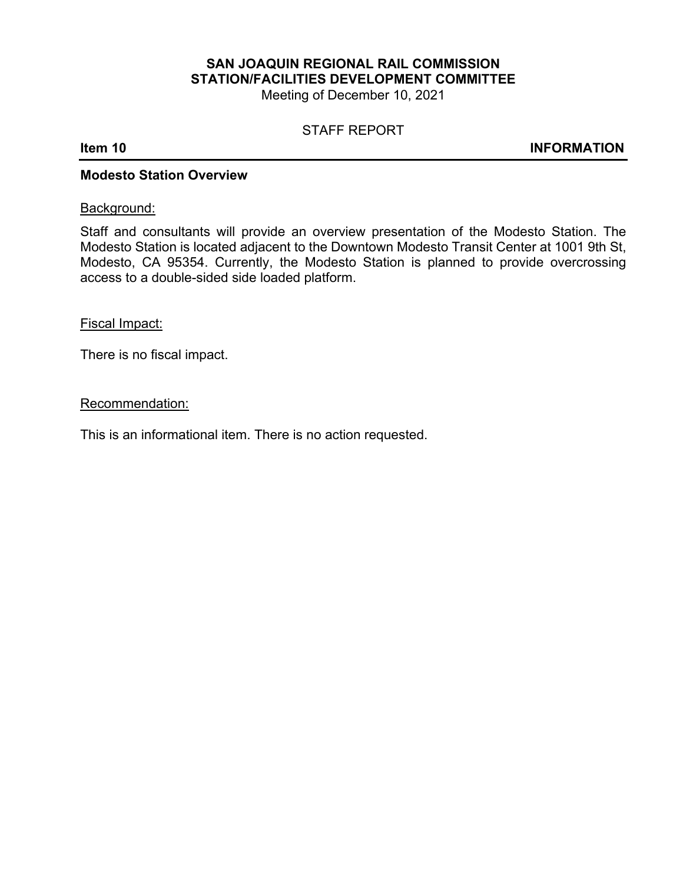**SAN JOAQUIN REGIONAL RAIL COMMISSION**
**STATION/FACILITIES DEVELOPMENT COMMITTEE**
Meeting of December 10, 2021

STAFF REPORT

**Item 10** **INFORMATION**

**Modesto Station Overview**

Background:

Staff and consultants will provide an overview presentation of the Modesto Station. The Modesto Station is located adjacent to the Downtown Modesto Transit Center at 1001 9th St, Modesto, CA 95354. Currently, the Modesto Station is planned to provide overcrossing access to a double-sided side loaded platform.

Fiscal Impact:

There is no fiscal impact.

Recommendation:

This is an informational item. There is no action requested.